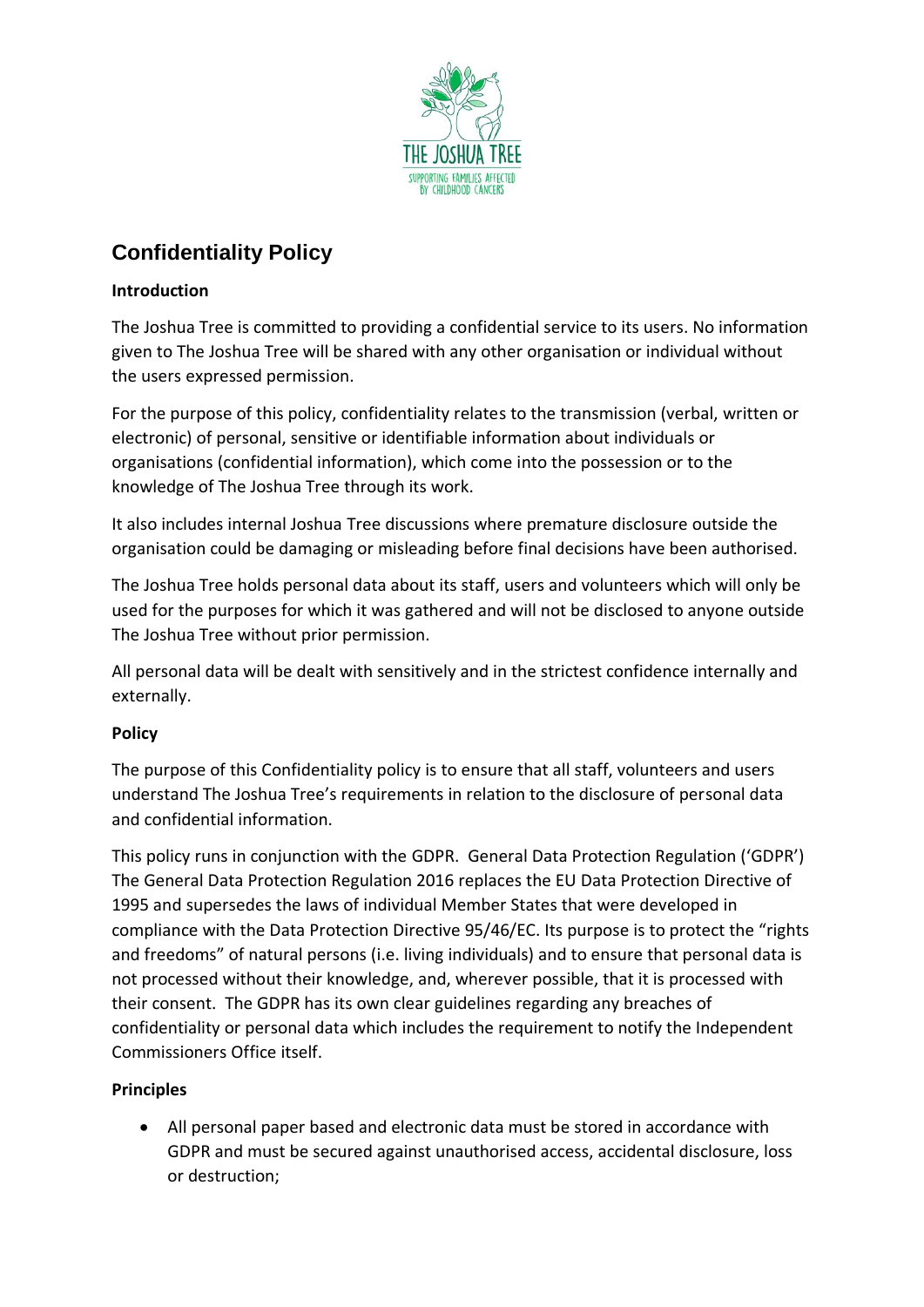# Confidentiality Policy

**Introduction**

The Joshua Tree is committed to providing a confidential service to its users. No information given to The Joshua Tree will be shared with any other organisation or individual without the users expressed permission.

For the purpose of this policy, confidentiality relates to the transmission (verbal, written or electronic) of personal, sensitive or identifiable information about individuals or organisations (confidential information), which come into the possession or to the knowledge of The Joshua Tree through its work.

It also includes internal Joshua Tree discussions where premature disclosure outside the organisation could be damaging or misleading before final decisions have been authorised.

The Joshua Tree holds personal data about its staff, users and volunteers which will only be used for the purposes for which it was gathered and will not be disclosed to anyone outside The Joshua Tree without prior permission.

All personal data will be dealt with sensitively and in the strictest confidence internally and externally.

**Policy**

The purpose of this Confidentiality policy is to ensure that all staff, volunteers and users understand The Joshua Tree's requirements in relation to the disclosure of personal data and confidential information.

This policy runs in conjunction with the GDPR. General Data Protection Regulation ('GDPR') The General Data Protection Regulation 2016 replaces the EU Data Protection Directive of 1995 and supersedes the laws of individual Member States that were developed in compliance with the Data Protection Directive 95/46/EC. Its purpose is to protect the "rights and freedoms" of natural persons (i.e. living individuals) and to ensure that personal data is not processed without their knowledge, and, wherever possible, that it is processed with their consent. The GDPR has its own clear guidelines regarding any breaches of confidentiality or personal data which includes the requirement to notify the Independent Commissioners Office itself.

**Principles**

- All personal paper based and electronic data must be stored in accordance with GDPR and must be secured against unauthorised access, accidental disclosure, loss or destruction;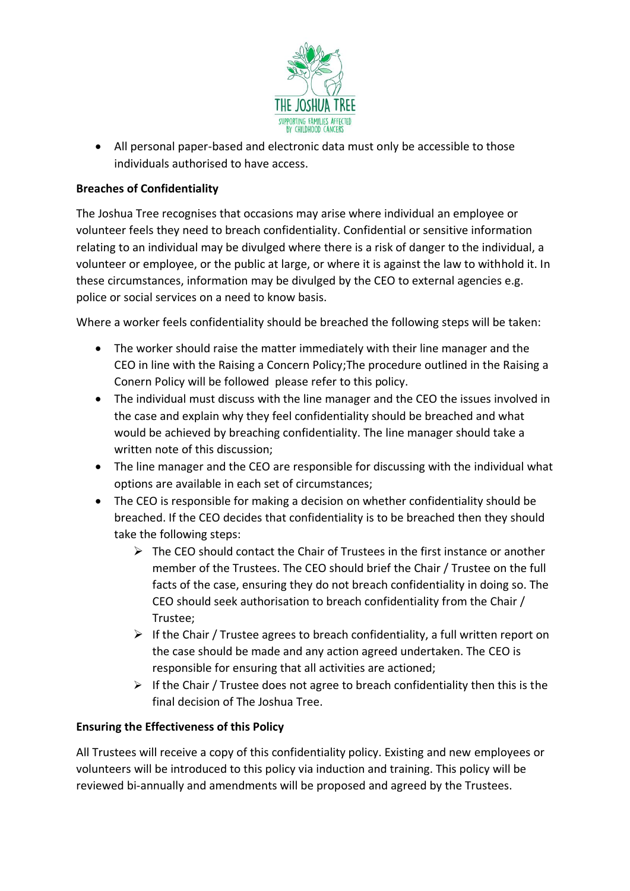- All personal paper-based and electronic data must only be accessible to those individuals authorised to have access.

**Breaches of Confidentiality**

The Joshua Tree recognises that occasions may arise where individual an employee or volunteer feels they need to breach confidentiality. Confidential or sensitive information relating to an individual may be divulged where there is a risk of danger to the individual, a volunteer or employee, or the public at large, or where it is against the law to withhold it. In these circumstances, information may be divulged by the CEO to external agencies e.g. police or social services on a need to know basis.

Where a worker feels confidentiality should be breached the following steps will be taken:

- The worker should raise the matter immediately with their line manager and the CEO in line with the Raising a Concern Policy;The procedure outlined in the Raising a Conern Policy will be followed  please refer to this policy.
- The individual must discuss with the line manager and the CEO the issues involved in the case and explain why they feel confidentiality should be breached and what would be achieved by breaching confidentiality. The line manager should take a written note of this discussion;
- The line manager and the CEO are responsible for discussing with the individual what options are available in each set of circumstances;
- The CEO is responsible for making a decision on whether confidentiality should be breached. If the CEO decides that confidentiality is to be breached then they should take the following steps:
    - The CEO should contact the Chair of Trustees in the first instance or another member of the Trustees. The CEO should brief the Chair / Trustee on the full facts of the case, ensuring they do not breach confidentiality in doing so. The CEO should seek authorisation to breach confidentiality from the Chair / Trustee;
    - If the Chair / Trustee agrees to breach confidentiality, a full written report on the case should be made and any action agreed undertaken. The CEO is responsible for ensuring that all activities are actioned;
    - If the Chair / Trustee does not agree to breach confidentiality then this is the final decision of The Joshua Tree.

**Ensuring the Effectiveness of this Policy**

All Trustees will receive a copy of this confidentiality policy. Existing and new employees or volunteers will be introduced to this policy via induction and training. This policy will be reviewed bi-annually and amendments will be proposed and agreed by the Trustees.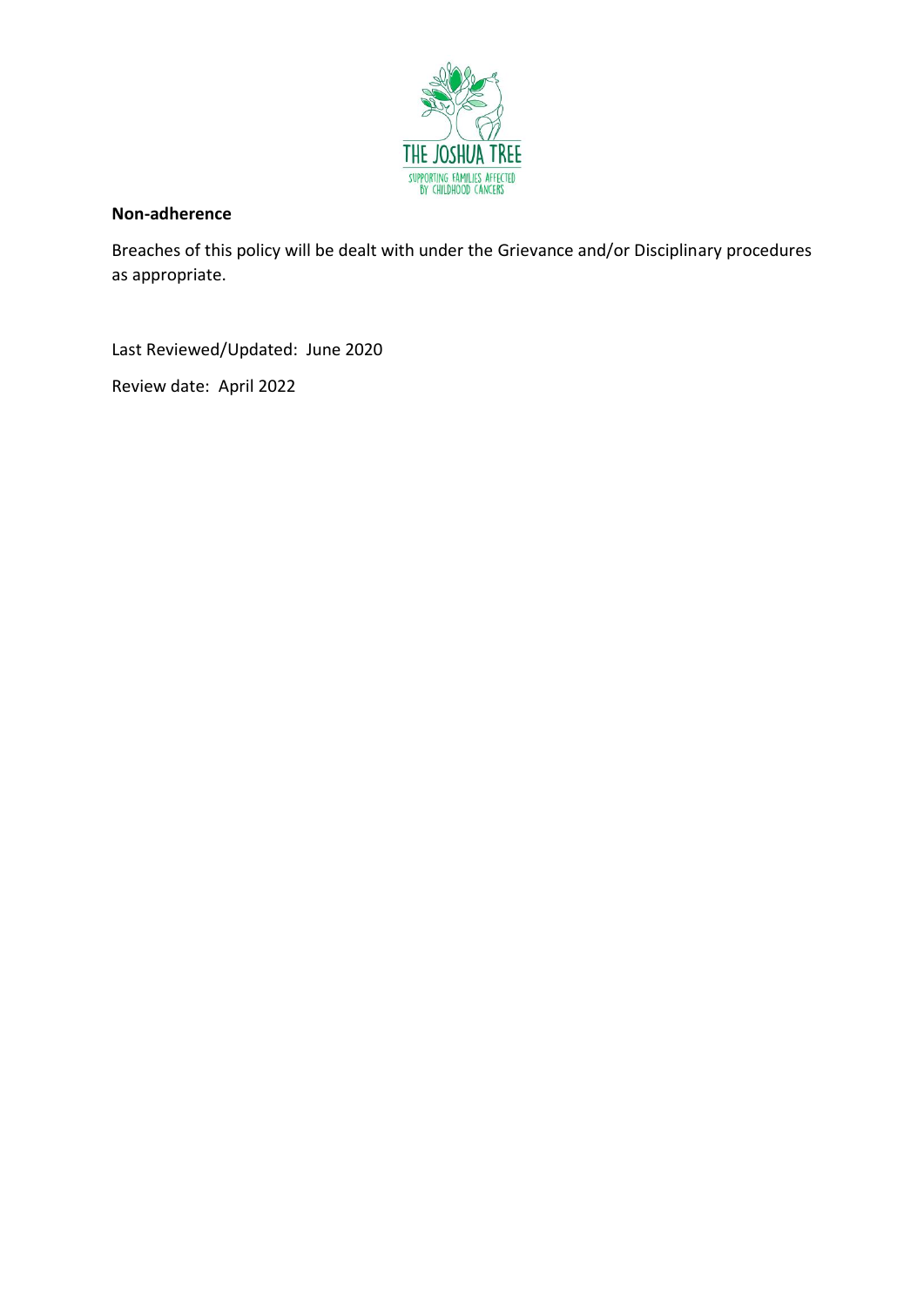**Non-adherence**

Breaches of this policy will be dealt with under the Grievance and/or Disciplinary procedures as appropriate.

Last Reviewed/Updated: June 2020

Review date: April 2022